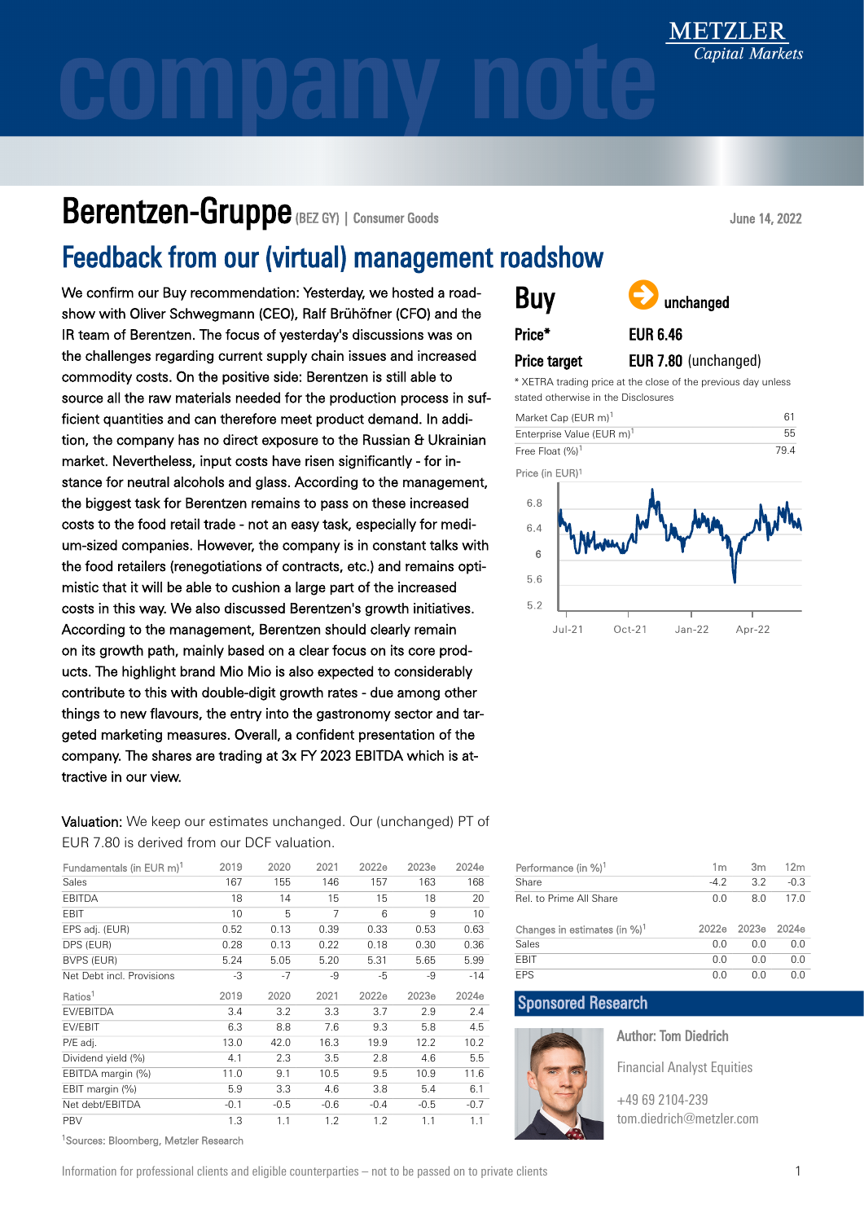# Berentzen-Gruppe (BEZ GY) | Consumer Goods

June 14, 2022

## Feedback from our (virtual) management roadshow

We confirm our Buy recommendation: Yesterday, we hosted a roadshow with Oliver Schwegmann (CEO), Ralf Brühöfner (CFO) and the IR team of Berentzen. The focus of yesterday's discussions was on the challenges regarding current supply chain issues and increased commodity costs. On the positive side: Berentzen is still able to source all the raw materials needed for the production process in sufficient quantities and can therefore meet product demand. In addition, the company has no direct exposure to the Russian & Ukrainian market. Nevertheless, input costs have risen significantly - for instance for neutral alcohols and glass. According to the management, the biggest task for Berentzen remains to pass on these increased costs to the food retail trade - not an easy task, especially for medium-sized companies. However, the company is in constant talks with the food retailers (renegotiations of contracts, etc.) and remains optimistic that it will be able to cushion a large part of the increased costs in this way. We also discussed Berentzen's growth initiatives. According to the management, Berentzen should clearly remain on its growth path, mainly based on a clear focus on its core products. The highlight brand Mio Mio is also expected to considerably contribute to this with double-digit growth rates - due among other things to new flavours, the entry into the gastronomy sector and targeted marketing measures. Overall, a confident presentation of the company. The shares are trading at 3x FY 2023 EBITDA which is attractive in our view.

**Valuation:** We keep our estimates unchanged. Our (unchanged) PT of EUR 7.80 is derived from our DCF valuation.

**Buy** unchanged

**Price*** EUR 6.46

**Price target** EUR 7.80 (unchanged)

\* XETRA trading price at the close of the previous day unless stated otherwise in the Disclosures

| | |
|---|---|
| Market Cap (EUR m)[1] | 61 |
| Enterprise Value (EUR m)[1] | 55 |
| Free Float (%)[1] | 79.4 |

Price (in EUR)[1]

| Fundamentals (in EUR m)[1] | 2019 | 2020 | 2021 | 2022e | 2023e | 2024e |
|---|---|---|---|---|---|---|
| Sales | 167 | 155 | 146 | 157 | 163 | 168 |
| EBITDA | 18 | 14 | 15 | 15 | 18 | 20 |
| EBIT | 10 | 5 | 7 | 6 | 9 | 10 |
| EPS adj. (EUR) | 0.52 | 0.13 | 0.39 | 0.33 | 0.53 | 0.63 |
| DPS (EUR) | 0.28 | 0.13 | 0.22 | 0.18 | 0.30 | 0.36 |
| BVPS (EUR) | 5.24 | 5.05 | 5.20 | 5.31 | 5.65 | 5.99 |
| Net Debt incl. Provisions | -3 | -7 | -9 | -5 | -9 | -14 |
| **Ratios[1]** | **2019** | **2020** | **2021** | **2022e** | **2023e** | **2024e** |
| EV/EBITDA | 3.4 | 3.2 | 3.3 | 3.7 | 2.9 | 2.4 |
| EV/EBIT | 6.3 | 8.8 | 7.6 | 9.3 | 5.8 | 4.5 |
| P/E adj. | 13.0 | 42.0 | 16.3 | 19.9 | 12.2 | 10.2 |
| Dividend yield (%) | 4.1 | 2.3 | 3.5 | 2.8 | 4.6 | 5.5 |
| EBITDA margin (%) | 11.0 | 9.1 | 10.5 | 9.5 | 10.9 | 11.6 |
| EBIT margin (%) | 5.9 | 3.3 | 4.6 | 3.8 | 5.4 | 6.1 |
| Net debt/EBITDA | -0.1 | -0.5 | -0.6 | -0.4 | -0.5 | -0.7 |
| PBV | 1.3 | 1.1 | 1.2 | 1.2 | 1.1 | 1.1 |

[1]Sources: Bloomberg, Metzler Research

| Performance (in %)[1] | 1m | 3m | 12m |
|---|---|---|---|
| Share | -4.2 | 3.2 | -0.3 |
| Rel. to Prime All Share | 0.0 | 8.0 | 17.0 |

| Changes in estimates (in %)[1] | 2022e | 2023e | 2024e |
|---|---|---|---|
| Sales | 0.0 | 0.0 | 0.0 |
| EBIT | 0.0 | 0.0 | 0.0 |
| EPS | 0.0 | 0.0 | 0.0 |

### Sponsored Research

Author: Tom Diedrich

Financial Analyst Equities

+49 69 2104-239
tom.diedrich@metzler.com

Information for professional clients and eligible counterparties – not to be passed on to private clients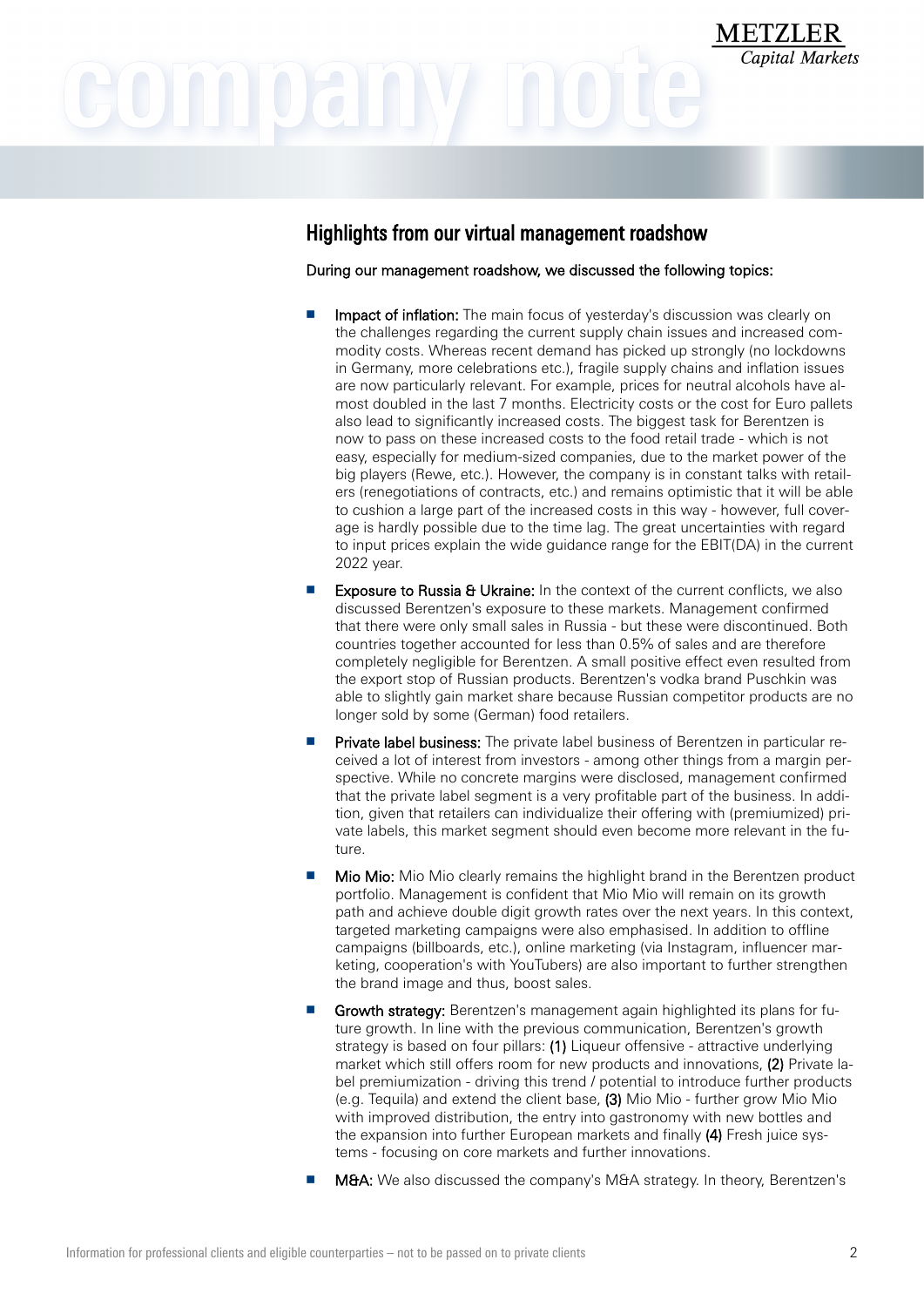## Highlights from our virtual management roadshow

During our management roadshow, we discussed the following topics:

- **Impact of inflation:** The main focus of yesterday's discussion was clearly on the challenges regarding the current supply chain issues and increased commodity costs. Whereas recent demand has picked up strongly (no lockdowns in Germany, more celebrations etc.), fragile supply chains and inflation issues are now particularly relevant. For example, prices for neutral alcohols have almost doubled in the last 7 months. Electricity costs or the cost for Euro pallets also lead to significantly increased costs. The biggest task for Berentzen is now to pass on these increased costs to the food retail trade - which is not easy, especially for medium-sized companies, due to the market power of the big players (Rewe, etc.). However, the company is in constant talks with retailers (renegotiations of contracts, etc.) and remains optimistic that it will be able to cushion a large part of the increased costs in this way - however, full coverage is hardly possible due to the time lag. The great uncertainties with regard to input prices explain the wide guidance range for the EBIT(DA) in the current 2022 year.
- **Exposure to Russia & Ukraine:** In the context of the current conflicts, we also discussed Berentzen's exposure to these markets. Management confirmed that there were only small sales in Russia - but these were discontinued. Both countries together accounted for less than 0.5% of sales and are therefore completely negligible for Berentzen. A small positive effect even resulted from the export stop of Russian products. Berentzen's vodka brand Puschkin was able to slightly gain market share because Russian competitor products are no longer sold by some (German) food retailers.
- **Private label business:** The private label business of Berentzen in particular received a lot of interest from investors - among other things from a margin perspective. While no concrete margins were disclosed, management confirmed that the private label segment is a very profitable part of the business. In addition, given that retailers can individualize their offering with (premiumized) private labels, this market segment should even become more relevant in the future.
- **Mio Mio:** Mio Mio clearly remains the highlight brand in the Berentzen product portfolio. Management is confident that Mio Mio will remain on its growth path and achieve double digit growth rates over the next years. In this context, targeted marketing campaigns were also emphasised. In addition to offline campaigns (billboards, etc.), online marketing (via Instagram, influencer marketing, cooperation's with YouTubers) are also important to further strengthen the brand image and thus, boost sales.
- **Growth strategy:** Berentzen's management again highlighted its plans for future growth. In line with the previous communication, Berentzen's growth strategy is based on four pillars: **(1)** Liqueur offensive - attractive underlying market which still offers room for new products and innovations, **(2)** Private label premiumization - driving this trend / potential to introduce further products (e.g. Tequila) and extend the client base, **(3)** Mio Mio - further grow Mio Mio with improved distribution, the entry into gastronomy with new bottles and the expansion into further European markets and finally **(4)** Fresh juice systems - focusing on core markets and further innovations.
- **M&A:** We also discussed the company's M&A strategy. In theory, Berentzen's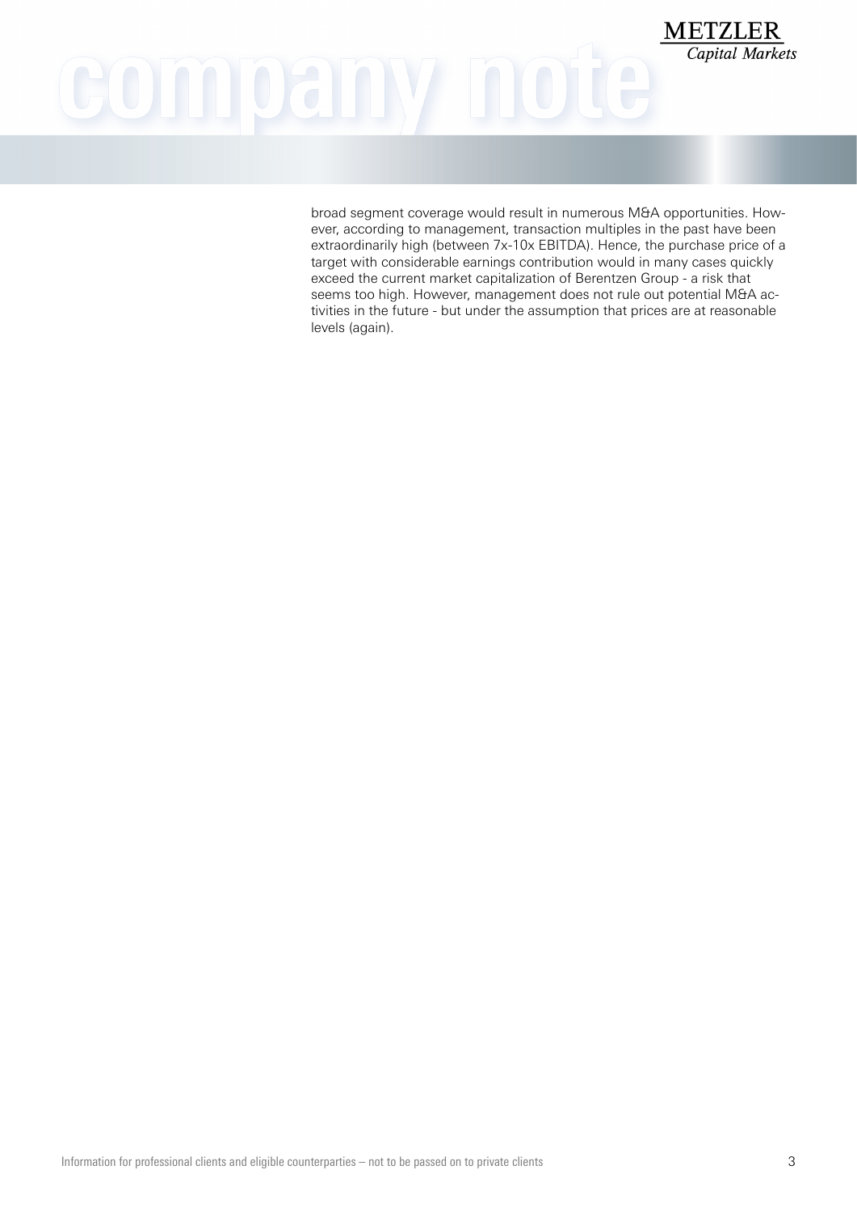broad segment coverage would result in numerous M&A opportunities. However, according to management, transaction multiples in the past have been extraordinarily high (between 7x-10x EBITDA). Hence, the purchase price of a target with considerable earnings contribution would in many cases quickly exceed the current market capitalization of Berentzen Group - a risk that seems too high. However, management does not rule out potential M&A activities in the future - but under the assumption that prices are at reasonable levels (again).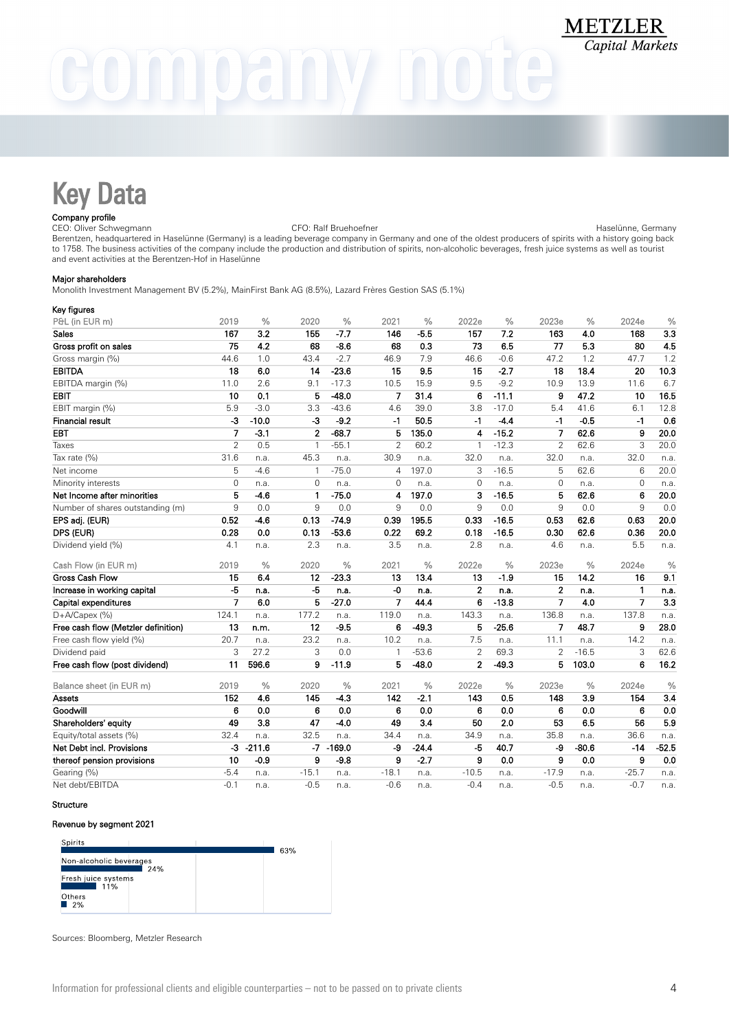# Key Data

**Company profile**

CEO: Oliver Schwegmann | CFO: Ralf Bruehoefner | Haselünne, Germany

Berentzen, headquartered in Haselünne (Germany) is a leading beverage company in Germany and one of the oldest producers of spirits with a history going back to 1758. The business activities of the company include the production and distribution of spirits, non-alcoholic beverages, fresh juice systems as well as tourist and event activities at the Berentzen-Hof in Haselünne

**Major shareholders**

Monolith Investment Management BV (5.2%), MainFirst Bank AG (8.5%), Lazard Frères Gestion SAS (5.1%)

**Key figures**

| P&L (in EUR m) | 2019 | % | 2020 | % | 2021 | % | 2022e | % | 2023e | % | 2024e | % |
|---|---|---|---|---|---|---|---|---|---|---|---|---|
| **Sales** | **167** | **3.2** | **155** | **-7.7** | **146** | **-5.5** | **157** | **7.2** | **163** | **4.0** | **168** | **3.3** |
| **Gross profit on sales** | **75** | **4.2** | **68** | **-8.6** | **68** | **0.3** | **73** | **6.5** | **77** | **5.3** | **80** | **4.5** |
| Gross margin (%) | 44.6 | 1.0 | 43.4 | -2.7 | 46.9 | 7.9 | 46.6 | -0.6 | 47.2 | 1.2 | 47.7 | 1.2 |
| **EBITDA** | **18** | **6.0** | **14** | **-23.6** | **15** | **9.5** | **15** | **-2.7** | **18** | **18.4** | **20** | **10.3** |
| EBITDA margin (%) | 11.0 | 2.6 | 9.1 | -17.3 | 10.5 | 15.9 | 9.5 | -9.2 | 10.9 | 13.9 | 11.6 | 6.7 |
| **EBIT** | **10** | **0.1** | **5** | **-48.0** | **7** | **31.4** | **6** | **-11.1** | **9** | **47.2** | **10** | **16.5** |
| EBIT margin (%) | 5.9 | -3.0 | 3.3 | -43.6 | 4.6 | 39.0 | 3.8 | -17.0 | 5.4 | 41.6 | 6.1 | 12.8 |
| **Financial result** | **-3** | **-10.0** | **-3** | **-9.2** | **-1** | **50.5** | **-1** | **-4.4** | **-1** | **-0.5** | **-1** | **0.6** |
| **EBT** | **7** | **-3.1** | **2** | **-68.7** | **5** | **135.0** | **4** | **-15.2** | **7** | **62.6** | **9** | **20.0** |
| Taxes | 2 | 0.5 | 1 | -55.1 | 2 | 60.2 | 1 | -12.3 | 2 | 62.6 | 3 | 20.0 |
| Tax rate (%) | 31.6 | n.a. | 45.3 | n.a. | 30.9 | n.a. | 32.0 | n.a. | 32.0 | n.a. | 32.0 | n.a. |
| Net income | 5 | -4.6 | 1 | -75.0 | 4 | 197.0 | 3 | -16.5 | 5 | 62.6 | 6 | 20.0 |
| Minority interests | 0 | n.a. | 0 | n.a. | 0 | n.a. | 0 | n.a. | 0 | n.a. | 0 | n.a. |
| **Net Income after minorities** | **5** | **-4.6** | **1** | **-75.0** | **4** | **197.0** | **3** | **-16.5** | **5** | **62.6** | **6** | **20.0** |
| Number of shares outstanding (m) | 9 | 0.0 | 9 | 0.0 | 9 | 0.0 | 9 | 0.0 | 9 | 0.0 | 9 | 0.0 |
| **EPS adj. (EUR)** | **0.52** | **-4.6** | **0.13** | **-74.9** | **0.39** | **195.5** | **0.33** | **-16.5** | **0.53** | **62.6** | **0.63** | **20.0** |
| **DPS (EUR)** | **0.28** | **0.0** | **0.13** | **-53.6** | **0.22** | **69.2** | **0.18** | **-16.5** | **0.30** | **62.6** | **0.36** | **20.0** |
| Dividend yield (%) | 4.1 | n.a. | 2.3 | n.a. | 3.5 | n.a. | 2.8 | n.a. | 4.6 | n.a. | 5.5 | n.a. |
| Cash Flow (in EUR m) | 2019 | % | 2020 | % | 2021 | % | 2022e | % | 2023e | % | 2024e | % |
| **Gross Cash Flow** | **15** | **6.4** | **12** | **-23.3** | **13** | **13.4** | **13** | **-1.9** | **15** | **14.2** | **16** | **9.1** |
| **Increase in working capital** | **-5** | **n.a.** | **-5** | **n.a.** | **-0** | **n.a.** | **2** | **n.a.** | **2** | **n.a.** | **1** | **n.a.** |
| **Capital expenditures** | **7** | **6.0** | **5** | **-27.0** | **7** | **44.4** | **6** | **-13.8** | **7** | **4.0** | **7** | **3.3** |
| D+A/Capex (%) | 124.1 | n.a. | 177.2 | n.a. | 119.0 | n.a. | 143.3 | n.a. | 136.8 | n.a. | 137.8 | n.a. |
| **Free cash flow (Metzler definition)** | **13** | **n.m.** | **12** | **-9.5** | **6** | **-49.3** | **5** | **-25.6** | **7** | **48.7** | **9** | **28.0** |
| Free cash flow yield (%) | 20.7 | n.a. | 23.2 | n.a. | 10.2 | n.a. | 7.5 | n.a. | 11.1 | n.a. | 14.2 | n.a. |
| Dividend paid | 3 | 27.2 | 3 | 0.0 | 1 | -53.6 | 2 | 69.3 | 2 | -16.5 | 3 | 62.6 |
| **Free cash flow (post dividend)** | **11** | **596.6** | **9** | **-11.9** | **5** | **-48.0** | **2** | **-49.3** | **5** | **103.0** | **6** | **16.2** |
| Balance sheet (in EUR m) | 2019 | % | 2020 | % | 2021 | % | 2022e | % | 2023e | % | 2024e | % |
| **Assets** | **152** | **4.6** | **145** | **-4.3** | **142** | **-2.1** | **143** | **0.5** | **148** | **3.9** | **154** | **3.4** |
| **Goodwill** | **6** | **0.0** | **6** | **0.0** | **6** | **0.0** | **6** | **0.0** | **6** | **0.0** | **6** | **0.0** |
| **Shareholders' equity** | **49** | **3.8** | **47** | **-4.0** | **49** | **3.4** | **50** | **2.0** | **53** | **6.5** | **56** | **5.9** |
| Equity/total assets (%) | 32.4 | n.a. | 32.5 | n.a. | 34.4 | n.a. | 34.9 | n.a. | 35.8 | n.a. | 36.6 | n.a. |
| **Net Debt incl. Provisions** | **-3** | **-211.6** | **-7** | **-169.0** | **-9** | **-24.4** | **-5** | **40.7** | **-9** | **-80.6** | **-14** | **-52.5** |
| **thereof pension provisions** | **10** | **-0.9** | **9** | **-9.8** | **9** | **-2.7** | **9** | **0.0** | **9** | **0.0** | **9** | **0.0** |
| Gearing (%) | -5.4 | n.a. | -15.1 | n.a. | -18.1 | n.a. | -10.5 | n.a. | -17.9 | n.a. | -25.7 | n.a. |
| Net debt/EBITDA | -0.1 | n.a. | -0.5 | n.a. | -0.6 | n.a. | -0.4 | n.a. | -0.5 | n.a. | -0.7 | n.a. |

**Structure**

**Revenue by segment 2021**

| Segment | Share |
|---|---|
| Spirits | 63% |
| Non-alcoholic beverages | 24% |
| Fresh juice systems | 11% |
| Others | 2% |

Sources: Bloomberg, Metzler Research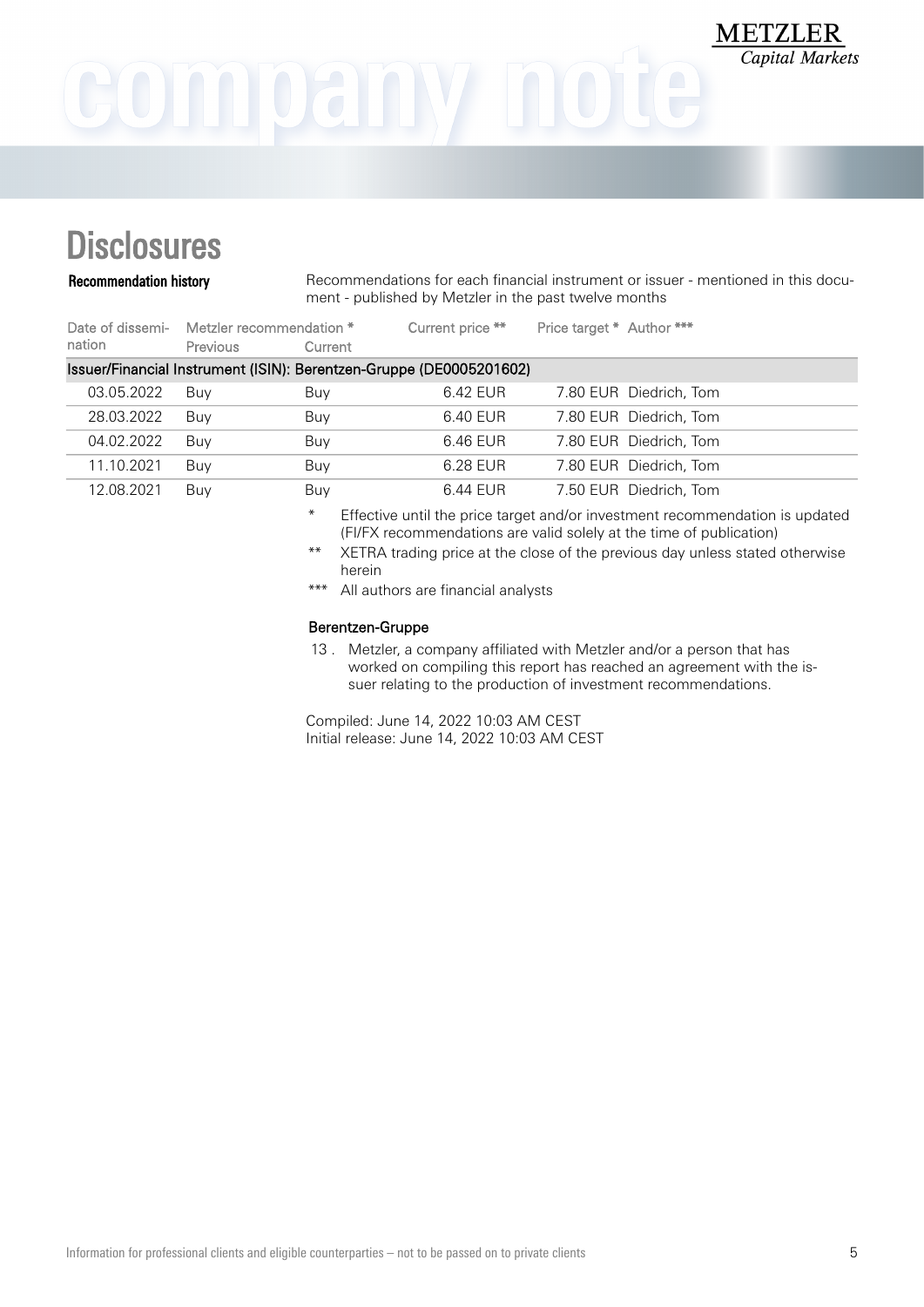# Disclosures

**Recommendation history**

Recommendations for each financial instrument or issuer - mentioned in this document - published by Metzler in the past twelve months

| Date of dissemination | Metzler recommendation * Previous | Current | Current price ** | Price target * | Author *** |
|---|---|---|---|---|---|
| **Issuer/Financial Instrument (ISIN): Berentzen-Gruppe (DE0005201602)** | | | | | |
| 03.05.2022 | Buy | Buy | 6.42 EUR | 7.80 EUR | Diedrich, Tom |
| 28.03.2022 | Buy | Buy | 6.40 EUR | 7.80 EUR | Diedrich, Tom |
| 04.02.2022 | Buy | Buy | 6.46 EUR | 7.80 EUR | Diedrich, Tom |
| 11.10.2021 | Buy | Buy | 6.28 EUR | 7.80 EUR | Diedrich, Tom |
| 12.08.2021 | Buy | Buy | 6.44 EUR | 7.50 EUR | Diedrich, Tom |

\* Effective until the price target and/or investment recommendation is updated (FI/FX recommendations are valid solely at the time of publication)

\*\* XETRA trading price at the close of the previous day unless stated otherwise herein

\*\*\* All authors are financial analysts

**Berentzen-Gruppe**

13 . Metzler, a company affiliated with Metzler and/or a person that has worked on compiling this report has reached an agreement with the issuer relating to the production of investment recommendations.

Compiled: June 14, 2022 10:03 AM CEST
Initial release: June 14, 2022 10:03 AM CEST

Information for professional clients and eligible counterparties – not to be passed on to private clients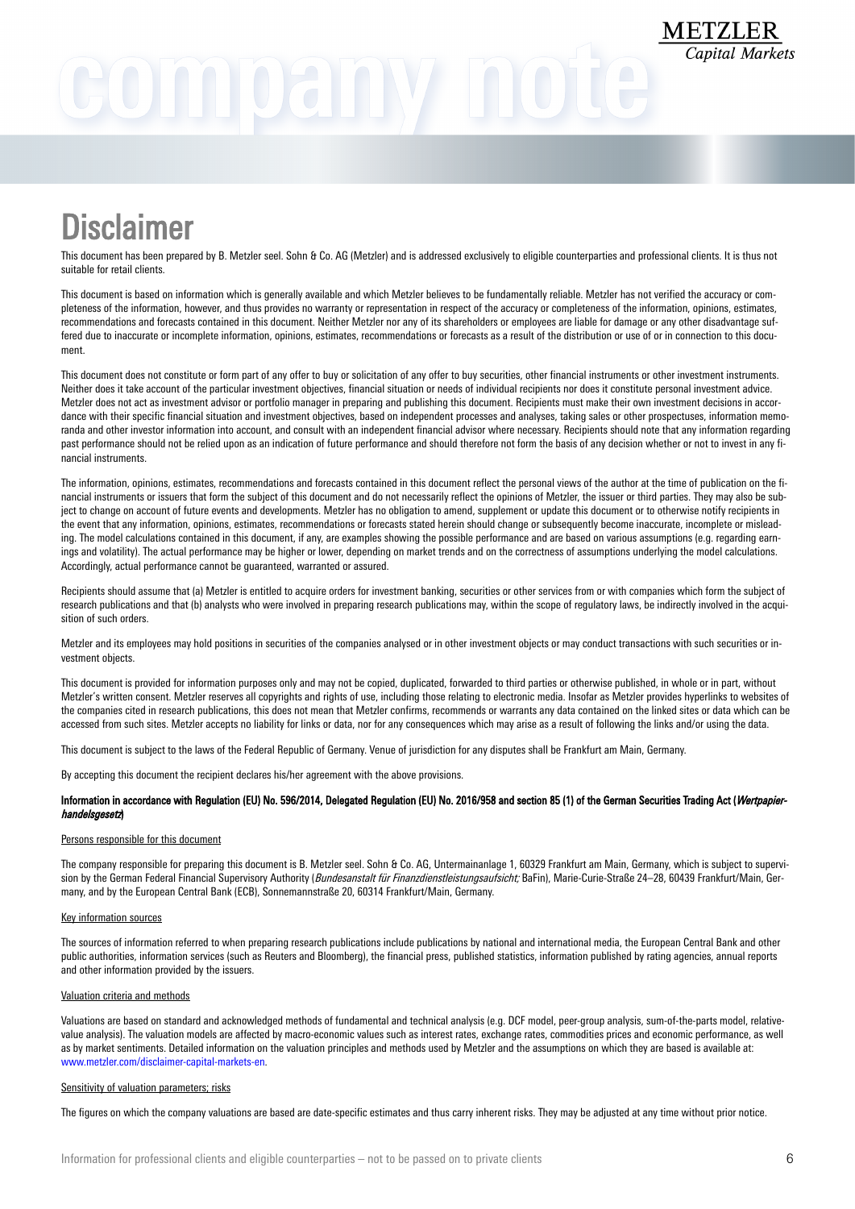# Disclaimer

This document has been prepared by B. Metzler seel. Sohn & Co. AG (Metzler) and is addressed exclusively to eligible counterparties and professional clients. It is thus not suitable for retail clients.

This document is based on information which is generally available and which Metzler believes to be fundamentally reliable. Metzler has not verified the accuracy or completeness of the information, however, and thus provides no warranty or representation in respect of the accuracy or completeness of the information, opinions, estimates, recommendations and forecasts contained in this document. Neither Metzler nor any of its shareholders or employees are liable for damage or any other disadvantage suffered due to inaccurate or incomplete information, opinions, estimates, recommendations or forecasts as a result of the distribution or use of or in connection to this document.

This document does not constitute or form part of any offer to buy or solicitation of any offer to buy securities, other financial instruments or other investment instruments. Neither does it take account of the particular investment objectives, financial situation or needs of individual recipients nor does it constitute personal investment advice. Metzler does not act as investment advisor or portfolio manager in preparing and publishing this document. Recipients must make their own investment decisions in accordance with their specific financial situation and investment objectives, based on independent processes and analyses, taking sales or other prospectuses, information memoranda and other investor information into account, and consult with an independent financial advisor where necessary. Recipients should note that any information regarding past performance should not be relied upon as an indication of future performance and should therefore not form the basis of any decision whether or not to invest in any financial instruments.

The information, opinions, estimates, recommendations and forecasts contained in this document reflect the personal views of the author at the time of publication on the financial instruments or issuers that form the subject of this document and do not necessarily reflect the opinions of Metzler, the issuer or third parties. They may also be subject to change on account of future events and developments. Metzler has no obligation to amend, supplement or update this document or to otherwise notify recipients in the event that any information, opinions, estimates, recommendations or forecasts stated herein should change or subsequently become inaccurate, incomplete or misleading. The model calculations contained in this document, if any, are examples showing the possible performance and are based on various assumptions (e.g. regarding earnings and volatility). The actual performance may be higher or lower, depending on market trends and on the correctness of assumptions underlying the model calculations. Accordingly, actual performance cannot be guaranteed, warranted or assured.

Recipients should assume that (a) Metzler is entitled to acquire orders for investment banking, securities or other services from or with companies which form the subject of research publications and that (b) analysts who were involved in preparing research publications may, within the scope of regulatory laws, be indirectly involved in the acquisition of such orders.

Metzler and its employees may hold positions in securities of the companies analysed or in other investment objects or may conduct transactions with such securities or investment objects.

This document is provided for information purposes only and may not be copied, duplicated, forwarded to third parties or otherwise published, in whole or in part, without Metzler's written consent. Metzler reserves all copyrights and rights of use, including those relating to electronic media. Insofar as Metzler provides hyperlinks to websites of the companies cited in research publications, this does not mean that Metzler confirms, recommends or warrants any data contained on the linked sites or data which can be accessed from such sites. Metzler accepts no liability for links or data, nor for any consequences which may arise as a result of following the links and/or using the data.

This document is subject to the laws of the Federal Republic of Germany. Venue of jurisdiction for any disputes shall be Frankfurt am Main, Germany.

By accepting this document the recipient declares his/her agreement with the above provisions.

**Information in accordance with Regulation (EU) No. 596/2014, Delegated Regulation (EU) No. 2016/958 and section 85 (1) of the German Securities Trading Act (*Wertpapierhandelsgesetz*)**

Persons responsible for this document

The company responsible for preparing this document is B. Metzler seel. Sohn & Co. AG, Untermainanlage 1, 60329 Frankfurt am Main, Germany, which is subject to supervision by the German Federal Financial Supervisory Authority (*Bundesanstalt für Finanzdienstleistungsaufsicht;* BaFin), Marie-Curie-Straße 24–28, 60439 Frankfurt/Main, Germany, and by the European Central Bank (ECB), Sonnemannstraße 20, 60314 Frankfurt/Main, Germany.

Key information sources

The sources of information referred to when preparing research publications include publications by national and international media, the European Central Bank and other public authorities, information services (such as Reuters and Bloomberg), the financial press, published statistics, information published by rating agencies, annual reports and other information provided by the issuers.

Valuation criteria and methods

Valuations are based on standard and acknowledged methods of fundamental and technical analysis (e.g. DCF model, peer-group analysis, sum-of-the-parts model, relative-value analysis). The valuation models are affected by macro-economic values such as interest rates, exchange rates, commodities prices and economic performance, as well as by market sentiments. Detailed information on the valuation principles and methods used by Metzler and the assumptions on which they are based is available at: www.metzler.com/disclaimer-capital-markets-en.

Sensitivity of valuation parameters; risks

The figures on which the company valuations are based are date-specific estimates and thus carry inherent risks. They may be adjusted at any time without prior notice.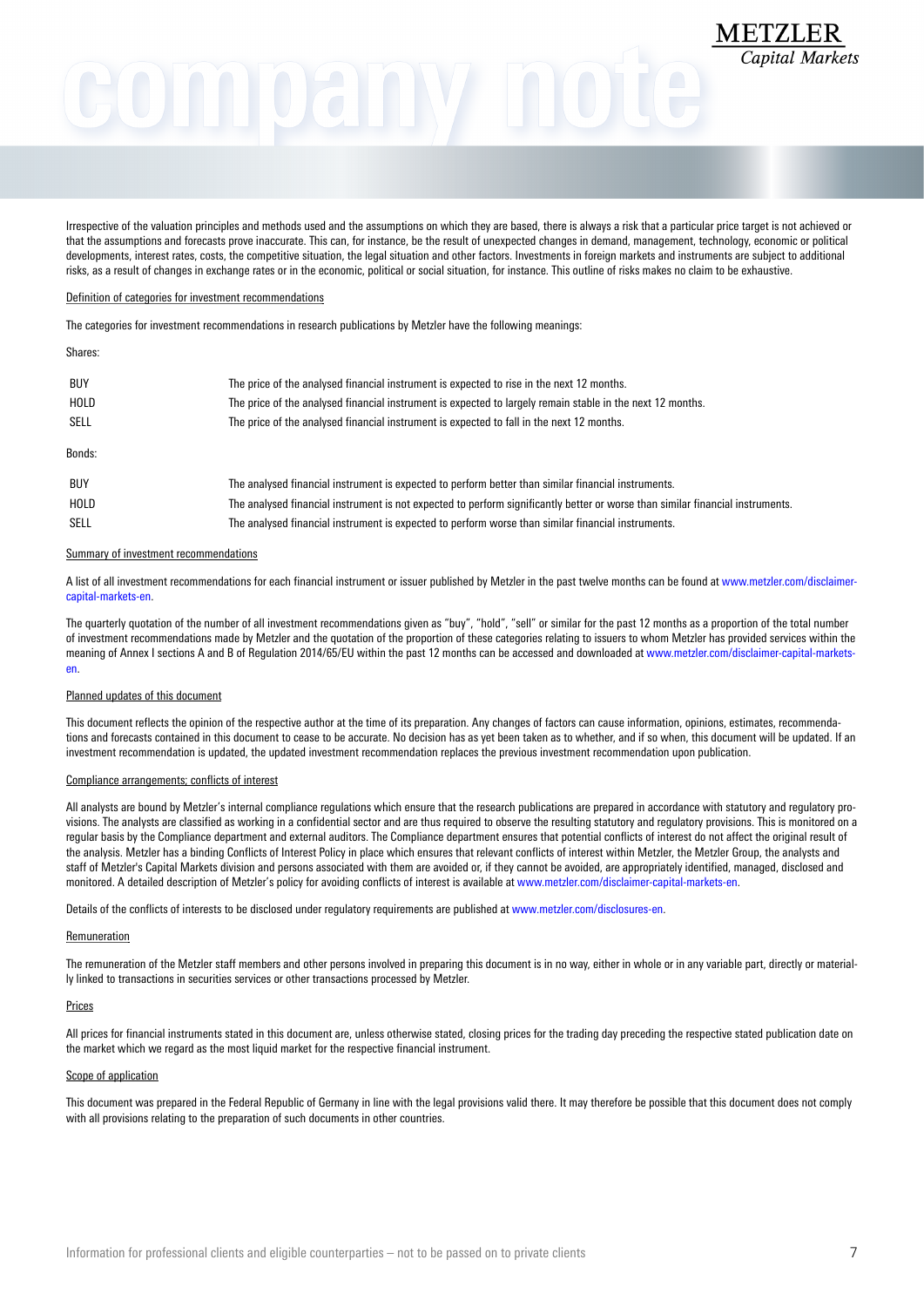Irrespective of the valuation principles and methods used and the assumptions on which they are based, there is always a risk that a particular price target is not achieved or that the assumptions and forecasts prove inaccurate. This can, for instance, be the result of unexpected changes in demand, management, technology, economic or political developments, interest rates, costs, the competitive situation, the legal situation and other factors. Investments in foreign markets and instruments are subject to additional risks, as a result of changes in exchange rates or in the economic, political or social situation, for instance. This outline of risks makes no claim to be exhaustive.

### Definition of categories for investment recommendations

The categories for investment recommendations in research publications by Metzler have the following meanings:

Shares:

| | |
|---|---|
| BUY | The price of the analysed financial instrument is expected to rise in the next 12 months. |
| HOLD | The price of the analysed financial instrument is expected to largely remain stable in the next 12 months. |
| SELL | The price of the analysed financial instrument is expected to fall in the next 12 months. |

Bonds:

| | |
|---|---|
| BUY | The analysed financial instrument is expected to perform better than similar financial instruments. |
| HOLD | The analysed financial instrument is not expected to perform significantly better or worse than similar financial instruments. |
| SELL | The analysed financial instrument is expected to perform worse than similar financial instruments. |

### Summary of investment recommendations

A list of all investment recommendations for each financial instrument or issuer published by Metzler in the past twelve months can be found at www.metzler.com/disclaimer-capital-markets-en.

The quarterly quotation of the number of all investment recommendations given as "buy", "hold", "sell" or similar for the past 12 months as a proportion of the total number of investment recommendations made by Metzler and the quotation of the proportion of these categories relating to issuers to whom Metzler has provided services within the meaning of Annex I sections A and B of Regulation 2014/65/EU within the past 12 months can be accessed and downloaded at www.metzler.com/disclaimer-capital-markets-en.

### Planned updates of this document

This document reflects the opinion of the respective author at the time of its preparation. Any changes of factors can cause information, opinions, estimates, recommendations and forecasts contained in this document to cease to be accurate. No decision has as yet been taken as to whether, and if so when, this document will be updated. If an investment recommendation is updated, the updated investment recommendation replaces the previous investment recommendation upon publication.

### Compliance arrangements; conflicts of interest

All analysts are bound by Metzler's internal compliance regulations which ensure that the research publications are prepared in accordance with statutory and regulatory provisions. The analysts are classified as working in a confidential sector and are thus required to observe the resulting statutory and regulatory provisions. This is monitored on a regular basis by the Compliance department and external auditors. The Compliance department ensures that potential conflicts of interest do not affect the original result of the analysis. Metzler has a binding Conflicts of Interest Policy in place which ensures that relevant conflicts of interest within Metzler, the Metzler Group, the analysts and staff of Metzler's Capital Markets division and persons associated with them are avoided or, if they cannot be avoided, are appropriately identified, managed, disclosed and monitored. A detailed description of Metzler's policy for avoiding conflicts of interest is available at www.metzler.com/disclaimer-capital-markets-en.

Details of the conflicts of interests to be disclosed under regulatory requirements are published at www.metzler.com/disclosures-en.

### Remuneration

The remuneration of the Metzler staff members and other persons involved in preparing this document is in no way, either in whole or in any variable part, directly or materially linked to transactions in securities services or other transactions processed by Metzler.

### Prices

All prices for financial instruments stated in this document are, unless otherwise stated, closing prices for the trading day preceding the respective stated publication date on the market which we regard as the most liquid market for the respective financial instrument.

### Scope of application

This document was prepared in the Federal Republic of Germany in line with the legal provisions valid there. It may therefore be possible that this document does not comply with all provisions relating to the preparation of such documents in other countries.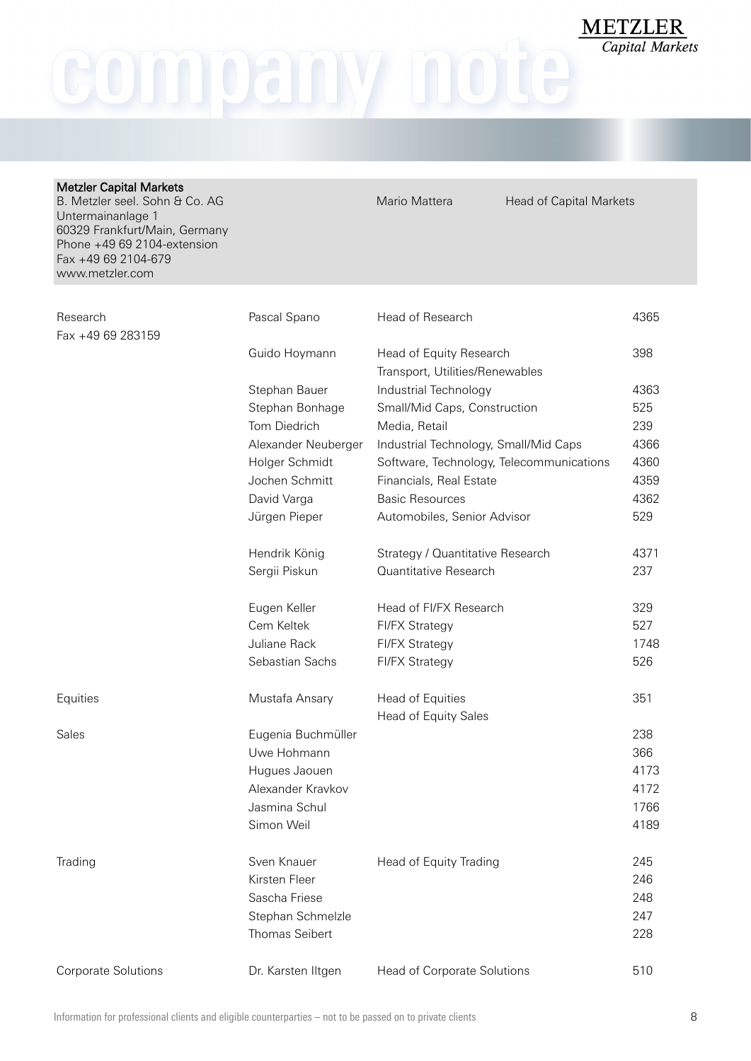# company note

**METZLER** *Capital Markets*

**Metzler Capital Markets**
B. Metzler seel. Sohn & Co. AG
Untermainanlage 1
60329 Frankfurt/Main, Germany
Phone +49 69 2104-extension
Fax +49 69 2104-679
www.metzler.com

Mario Mattera — Head of Capital Markets

| | | | |
|---|---|---|---|
| Research<br>Fax +49 69 283159 | Pascal Spano | Head of Research | 4365 |
| | Guido Hoymann | Head of Equity Research<br>Transport, Utilities/Renewables | 398 |
| | Stephan Bauer | Industrial Technology | 4363 |
| | Stephan Bonhage | Small/Mid Caps, Construction | 525 |
| | Tom Diedrich | Media, Retail | 239 |
| | Alexander Neuberger | Industrial Technology, Small/Mid Caps | 4366 |
| | Holger Schmidt | Software, Technology, Telecommunications | 4360 |
| | Jochen Schmitt | Financials, Real Estate | 4359 |
| | David Varga | Basic Resources | 4362 |
| | Jürgen Pieper | Automobiles, Senior Advisor | 529 |
| | Hendrik König | Strategy / Quantitative Research | 4371 |
| | Sergii Piskun | Quantitative Research | 237 |
| | Eugen Keller | Head of FI/FX Research | 329 |
| | Cem Keltek | FI/FX Strategy | 527 |
| | Juliane Rack | FI/FX Strategy | 1748 |
| | Sebastian Sachs | FI/FX Strategy | 526 |
| Equities | Mustafa Ansary | Head of Equities<br>Head of Equity Sales | 351 |
| Sales | Eugenia Buchmüller | | 238 |
| | Uwe Hohmann | | 366 |
| | Hugues Jaouen | | 4173 |
| | Alexander Kravkov | | 4172 |
| | Jasmina Schul | | 1766 |
| | Simon Weil | | 4189 |
| Trading | Sven Knauer | Head of Equity Trading | 245 |
| | Kirsten Fleer | | 246 |
| | Sascha Friese | | 248 |
| | Stephan Schmelzle | | 247 |
| | Thomas Seibert | | 228 |
| Corporate Solutions | Dr. Karsten Iltgen | Head of Corporate Solutions | 510 |

Information for professional clients and eligible counterparties – not to be passed on to private clients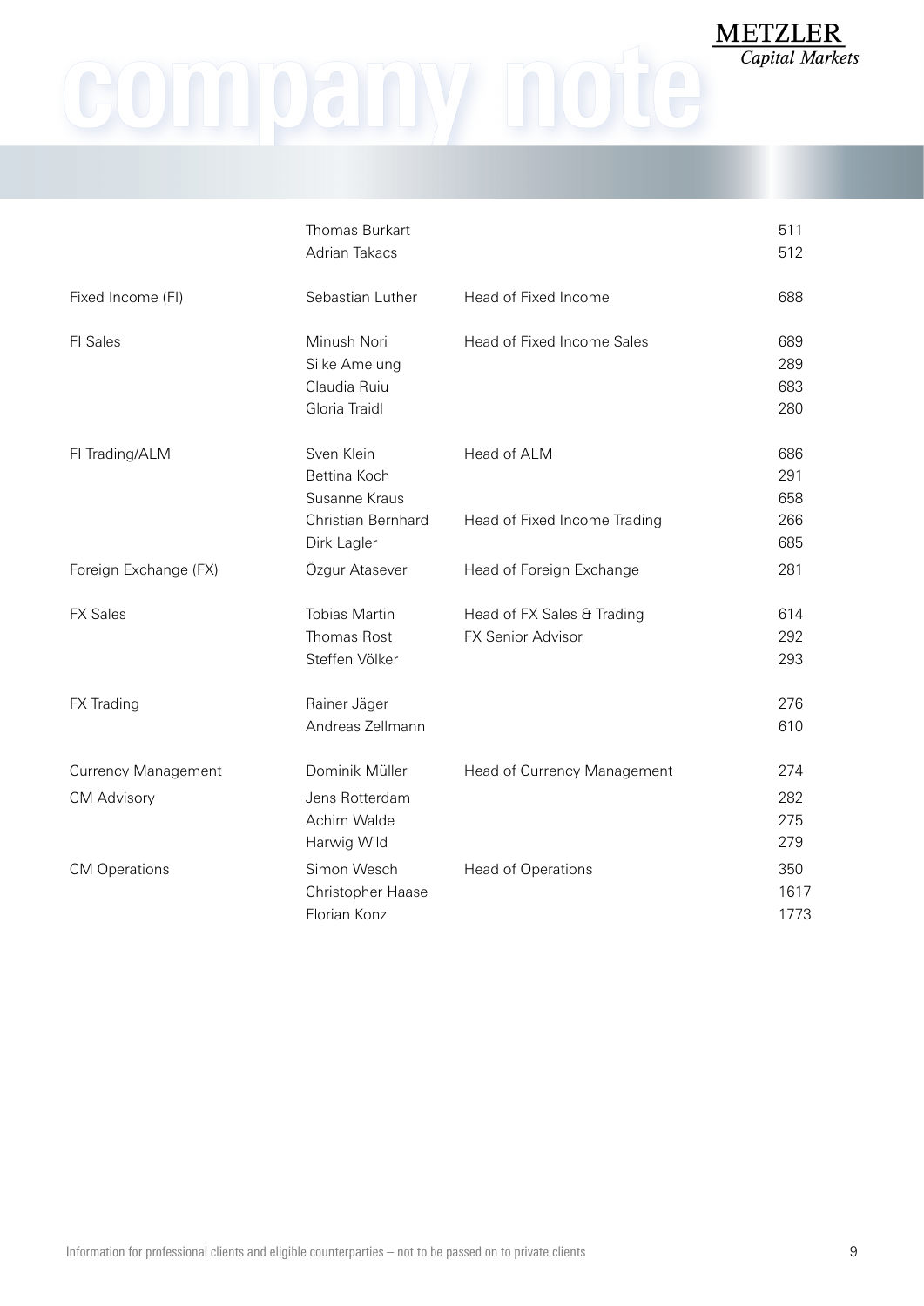| | | | |
|---|---|---|---|
| | Thomas Burkart | | 511 |
| | Adrian Takacs | | 512 |
| Fixed Income (FI) | Sebastian Luther | Head of Fixed Income | 688 |
| FI Sales | Minush Nori | Head of Fixed Income Sales | 689 |
| | Silke Amelung | | 289 |
| | Claudia Ruiu | | 683 |
| | Gloria Traidl | | 280 |
| FI Trading/ALM | Sven Klein | Head of ALM | 686 |
| | Bettina Koch | | 291 |
| | Susanne Kraus | | 658 |
| | Christian Bernhard | Head of Fixed Income Trading | 266 |
| | Dirk Lagler | | 685 |
| Foreign Exchange (FX) | Özgur Atasever | Head of Foreign Exchange | 281 |
| FX Sales | Tobias Martin | Head of FX Sales & Trading | 614 |
| | Thomas Rost | FX Senior Advisor | 292 |
| | Steffen Völker | | 293 |
| FX Trading | Rainer Jäger | | 276 |
| | Andreas Zellmann | | 610 |
| Currency Management | Dominik Müller | Head of Currency Management | 274 |
| CM Advisory | Jens Rotterdam | | 282 |
| | Achim Walde | | 275 |
| | Harwig Wild | | 279 |
| CM Operations | Simon Wesch | Head of Operations | 350 |
| | Christopher Haase | | 1617 |
| | Florian Konz | | 1773 |

Information for professional clients and eligible counterparties – not to be passed on to private clients